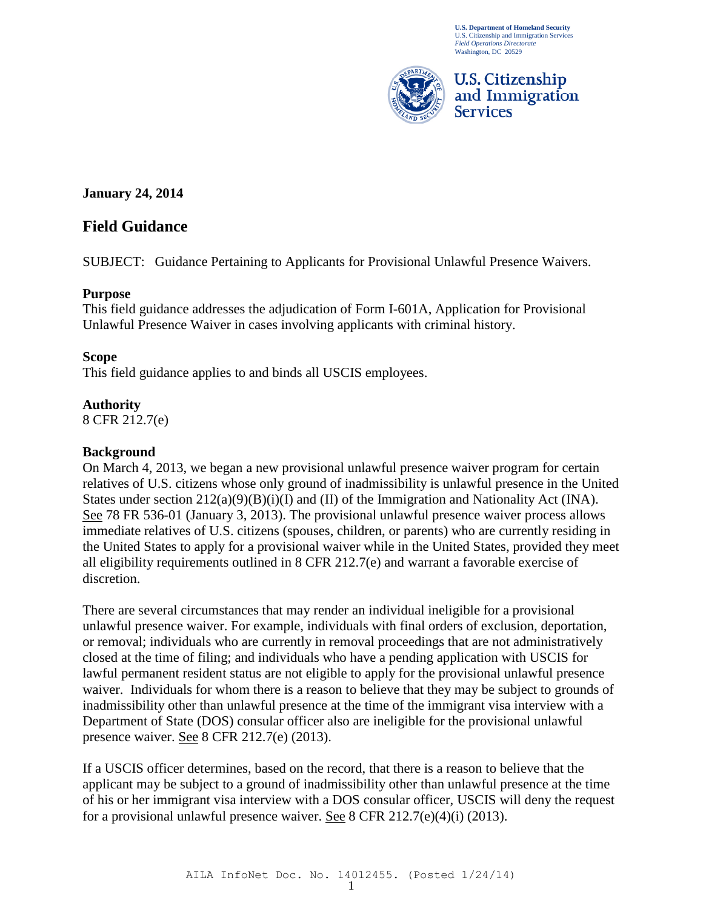**U.S. Department of Homeland Security**
U.S. Citizenship and Immigration Services
*Field Operations Directorate*
Washington, DC 20529

**U.S. Citizenship and Immigration Services**

**January 24, 2014**

## Field Guidance

SUBJECT: Guidance Pertaining to Applicants for Provisional Unlawful Presence Waivers.

### Purpose

This field guidance addresses the adjudication of Form I-601A, Application for Provisional Unlawful Presence Waiver in cases involving applicants with criminal history.

### Scope

This field guidance applies to and binds all USCIS employees.

### Authority

8 CFR 212.7(e)

### Background

On March 4, 2013, we began a new provisional unlawful presence waiver program for certain relatives of U.S. citizens whose only ground of inadmissibility is unlawful presence in the United States under section 212(a)(9)(B)(i)(I) and (II) of the Immigration and Nationality Act (INA). See 78 FR 536-01 (January 3, 2013). The provisional unlawful presence waiver process allows immediate relatives of U.S. citizens (spouses, children, or parents) who are currently residing in the United States to apply for a provisional waiver while in the United States, provided they meet all eligibility requirements outlined in 8 CFR 212.7(e) and warrant a favorable exercise of discretion.

There are several circumstances that may render an individual ineligible for a provisional unlawful presence waiver. For example, individuals with final orders of exclusion, deportation, or removal; individuals who are currently in removal proceedings that are not administratively closed at the time of filing; and individuals who have a pending application with USCIS for lawful permanent resident status are not eligible to apply for the provisional unlawful presence waiver. Individuals for whom there is a reason to believe that they may be subject to grounds of inadmissibility other than unlawful presence at the time of the immigrant visa interview with a Department of State (DOS) consular officer also are ineligible for the provisional unlawful presence waiver. See 8 CFR 212.7(e) (2013).

If a USCIS officer determines, based on the record, that there is a reason to believe that the applicant may be subject to a ground of inadmissibility other than unlawful presence at the time of his or her immigrant visa interview with a DOS consular officer, USCIS will deny the request for a provisional unlawful presence waiver. See 8 CFR 212.7(e)(4)(i) (2013).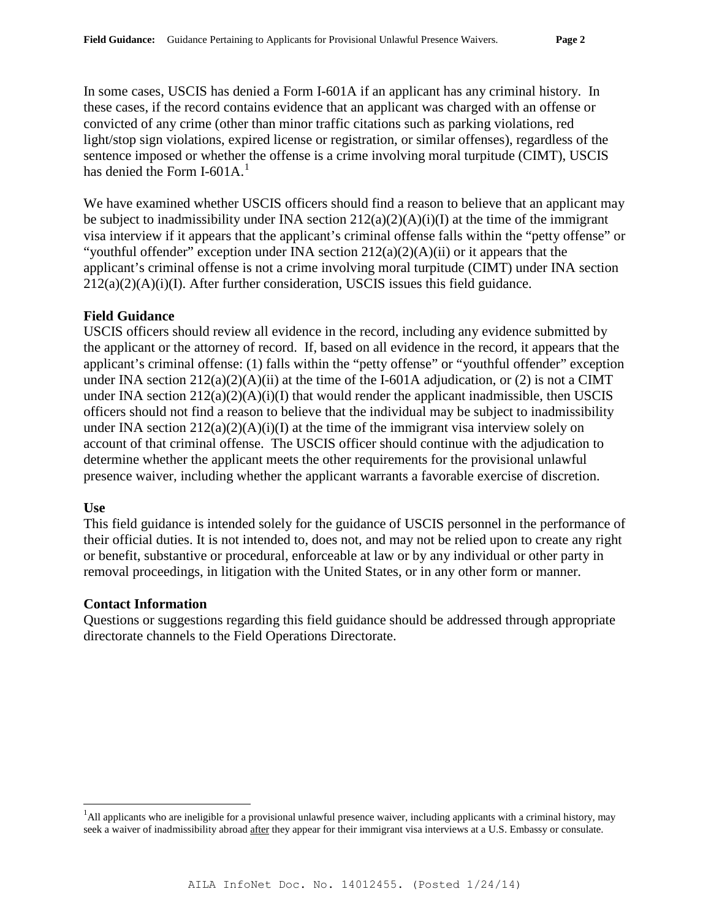In some cases, USCIS has denied a Form I-601A if an applicant has any criminal history. In these cases, if the record contains evidence that an applicant was charged with an offense or convicted of any crime (other than minor traffic citations such as parking violations, red light/stop sign violations, expired license or registration, or similar offenses), regardless of the sentence imposed or whether the offense is a crime involving moral turpitude (CIMT), USCIS has denied the Form I-601A.[1]

We have examined whether USCIS officers should find a reason to believe that an applicant may be subject to inadmissibility under INA section 212(a)(2)(A)(i)(I) at the time of the immigrant visa interview if it appears that the applicant's criminal offense falls within the "petty offense" or "youthful offender" exception under INA section 212(a)(2)(A)(ii) or it appears that the applicant's criminal offense is not a crime involving moral turpitude (CIMT) under INA section 212(a)(2)(A)(i)(I). After further consideration, USCIS issues this field guidance.

**Field Guidance**

USCIS officers should review all evidence in the record, including any evidence submitted by the applicant or the attorney of record. If, based on all evidence in the record, it appears that the applicant's criminal offense: (1) falls within the "petty offense" or "youthful offender" exception under INA section 212(a)(2)(A)(ii) at the time of the I-601A adjudication, or (2) is not a CIMT under INA section 212(a)(2)(A)(i)(I) that would render the applicant inadmissible, then USCIS officers should not find a reason to believe that the individual may be subject to inadmissibility under INA section 212(a)(2)(A)(i)(I) at the time of the immigrant visa interview solely on account of that criminal offense. The USCIS officer should continue with the adjudication to determine whether the applicant meets the other requirements for the provisional unlawful presence waiver, including whether the applicant warrants a favorable exercise of discretion.

**Use**

This field guidance is intended solely for the guidance of USCIS personnel in the performance of their official duties. It is not intended to, does not, and may not be relied upon to create any right or benefit, substantive or procedural, enforceable at law or by any individual or other party in removal proceedings, in litigation with the United States, or in any other form or manner.

**Contact Information**

Questions or suggestions regarding this field guidance should be addressed through appropriate directorate channels to the Field Operations Directorate.

---

[1]All applicants who are ineligible for a provisional unlawful presence waiver, including applicants with a criminal history, may seek a waiver of inadmissibility abroad <u>after</u> they appear for their immigrant visa interviews at a U.S. Embassy or consulate.

AILA InfoNet Doc. No. 14012455. (Posted 1/24/14)